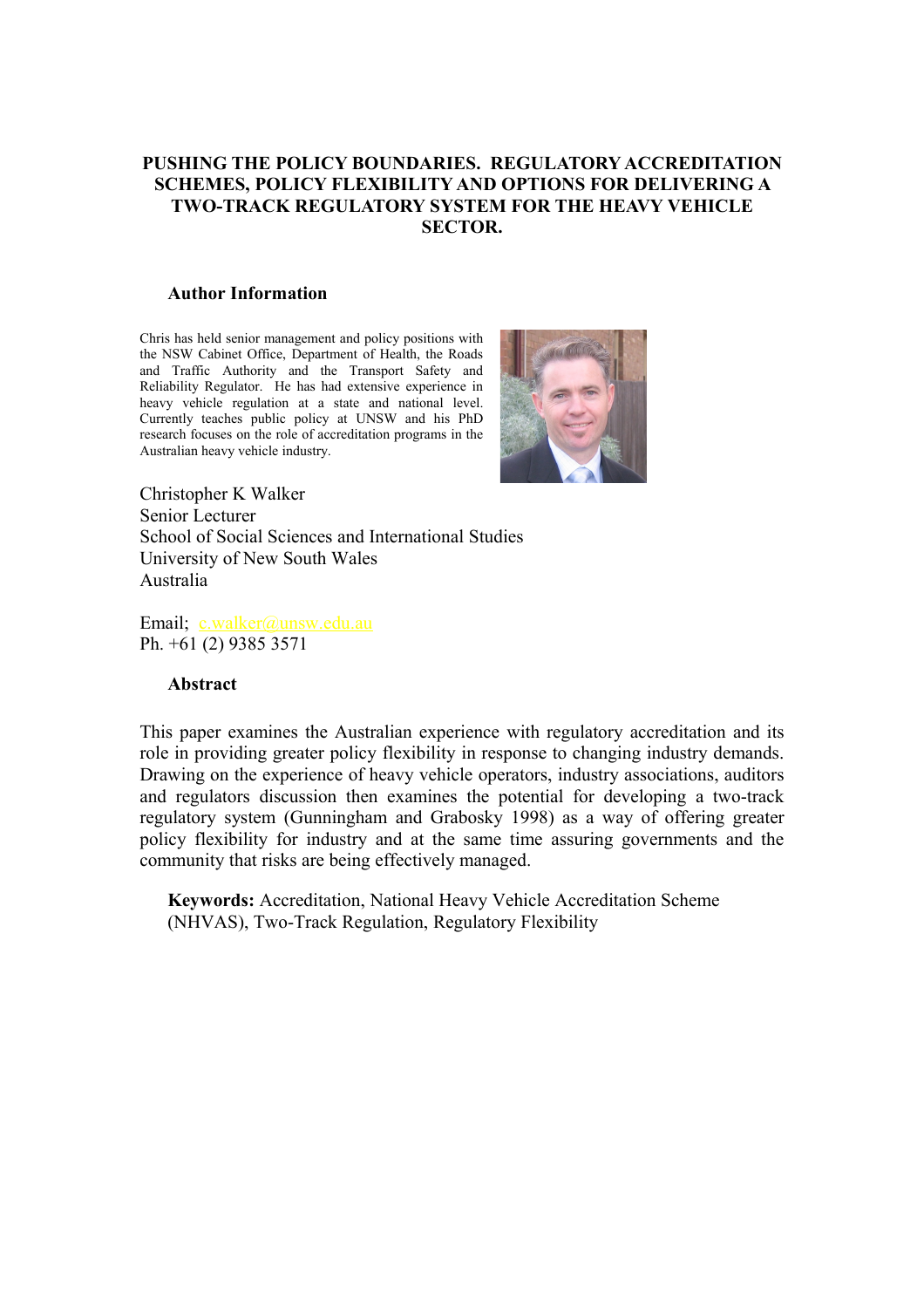# PUSHING THE POLICY BOUNDARIES. REGULATORY ACCREDITATION SCHEMES, POLICY FLEXIBILITY AND OPTIONS FOR DELIVERING A TWO-TRACK REGULATORY SYSTEM FOR THE HEAVY VEHICLE SECTOR.

### Author Information

Chris has held senior management and policy positions with the NSW Cabinet Office, Department of Health, the Roads and Traffic Authority and the Transport Safety and Reliability Regulator. He has had extensive experience in heavy vehicle regulation at a state and national level. Currently teaches public policy at UNSW and his PhD research focuses on the role of accreditation programs in the Australian heavy vehicle industry.

Christopher K Walker
Senior Lecturer
School of Social Sciences and International Studies
University of New South Wales
Australia

Email; c.walker@unsw.edu.au
Ph. +61 (2) 9385 3571

### Abstract

This paper examines the Australian experience with regulatory accreditation and its role in providing greater policy flexibility in response to changing industry demands. Drawing on the experience of heavy vehicle operators, industry associations, auditors and regulators discussion then examines the potential for developing a two-track regulatory system (Gunningham and Grabosky 1998) as a way of offering greater policy flexibility for industry and at the same time assuring governments and the community that risks are being effectively managed.

**Keywords:** Accreditation, National Heavy Vehicle Accreditation Scheme (NHVAS), Two-Track Regulation, Regulatory Flexibility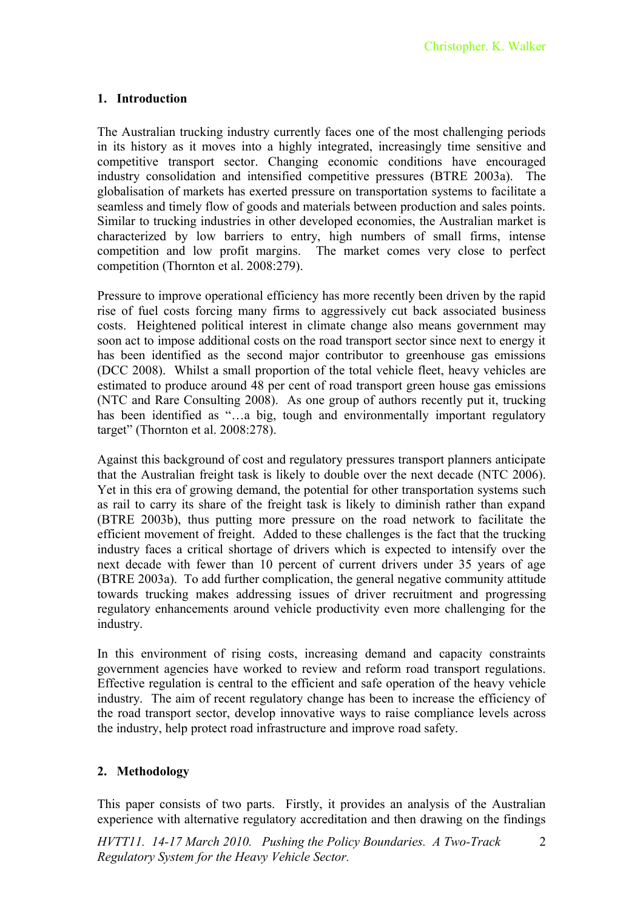## 1. Introduction

The Australian trucking industry currently faces one of the most challenging periods in its history as it moves into a highly integrated, increasingly time sensitive and competitive transport sector. Changing economic conditions have encouraged industry consolidation and intensified competitive pressures (BTRE 2003a). The globalisation of markets has exerted pressure on transportation systems to facilitate a seamless and timely flow of goods and materials between production and sales points. Similar to trucking industries in other developed economies, the Australian market is characterized by low barriers to entry, high numbers of small firms, intense competition and low profit margins. The market comes very close to perfect competition (Thornton et al. 2008:279).

Pressure to improve operational efficiency has more recently been driven by the rapid rise of fuel costs forcing many firms to aggressively cut back associated business costs. Heightened political interest in climate change also means government may soon act to impose additional costs on the road transport sector since next to energy it has been identified as the second major contributor to greenhouse gas emissions (DCC 2008). Whilst a small proportion of the total vehicle fleet, heavy vehicles are estimated to produce around 48 per cent of road transport green house gas emissions (NTC and Rare Consulting 2008). As one group of authors recently put it, trucking has been identified as "…a big, tough and environmentally important regulatory target" (Thornton et al. 2008:278).

Against this background of cost and regulatory pressures transport planners anticipate that the Australian freight task is likely to double over the next decade (NTC 2006). Yet in this era of growing demand, the potential for other transportation systems such as rail to carry its share of the freight task is likely to diminish rather than expand (BTRE 2003b), thus putting more pressure on the road network to facilitate the efficient movement of freight. Added to these challenges is the fact that the trucking industry faces a critical shortage of drivers which is expected to intensify over the next decade with fewer than 10 percent of current drivers under 35 years of age (BTRE 2003a). To add further complication, the general negative community attitude towards trucking makes addressing issues of driver recruitment and progressing regulatory enhancements around vehicle productivity even more challenging for the industry.

In this environment of rising costs, increasing demand and capacity constraints government agencies have worked to review and reform road transport regulations. Effective regulation is central to the efficient and safe operation of the heavy vehicle industry. The aim of recent regulatory change has been to increase the efficiency of the road transport sector, develop innovative ways to raise compliance levels across the industry, help protect road infrastructure and improve road safety.

## 2. Methodology

This paper consists of two parts. Firstly, it provides an analysis of the Australian experience with alternative regulatory accreditation and then drawing on the findings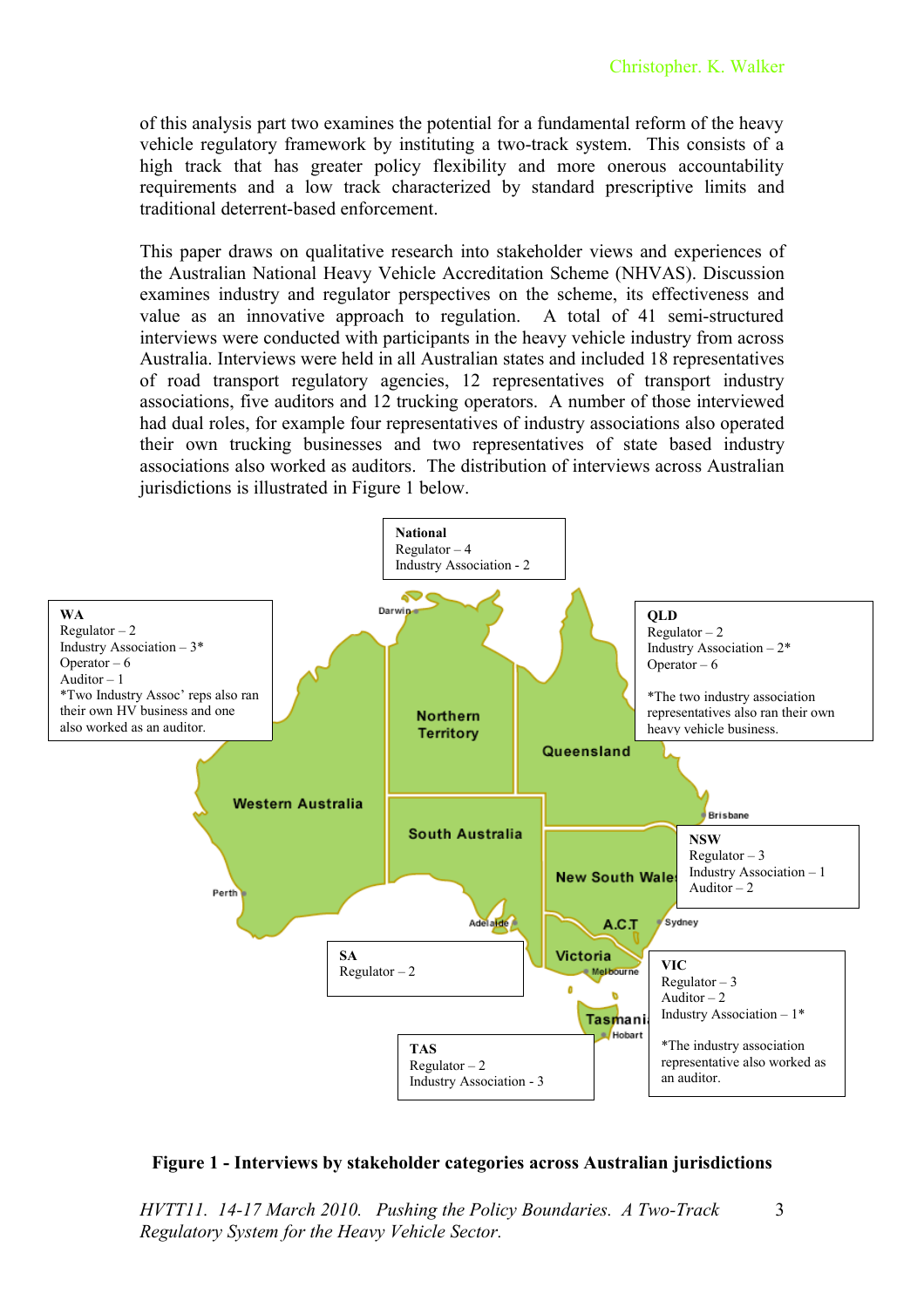of this analysis part two examines the potential for a fundamental reform of the heavy vehicle regulatory framework by instituting a two-track system. This consists of a high track that has greater policy flexibility and more onerous accountability requirements and a low track characterized by standard prescriptive limits and traditional deterrent-based enforcement.

This paper draws on qualitative research into stakeholder views and experiences of the Australian National Heavy Vehicle Accreditation Scheme (NHVAS). Discussion examines industry and regulator perspectives on the scheme, its effectiveness and value as an innovative approach to regulation. A total of 41 semi-structured interviews were conducted with participants in the heavy vehicle industry from across Australia. Interviews were held in all Australian states and included 18 representatives of road transport regulatory agencies, 12 representatives of transport industry associations, five auditors and 12 trucking operators. A number of those interviewed had dual roles, for example four representatives of industry associations also operated their own trucking businesses and two representatives of state based industry associations also worked as auditors. The distribution of interviews across Australian jurisdictions is illustrated in Figure 1 below.

**National**
Regulator – 4
Industry Association - 2

**WA**
Regulator – 2
Industry Association – 3*
Operator – 6
Auditor – 1
*Two Industry Assoc' reps also ran their own HV business and one also worked as an auditor.

**QLD**
Regulator – 2
Industry Association – 2*
Operator – 6

*The two industry association representatives also ran their own heavy vehicle business.

**NSW**
Regulator – 3
Industry Association – 1
Auditor – 2

**SA**
Regulator – 2

**VIC**
Regulator – 3
Auditor – 2
Industry Association – 1*

*The industry association representative also worked as an auditor.

**TAS**
Regulator – 2
Industry Association - 3

**Figure 1 - Interviews by stakeholder categories across Australian jurisdictions**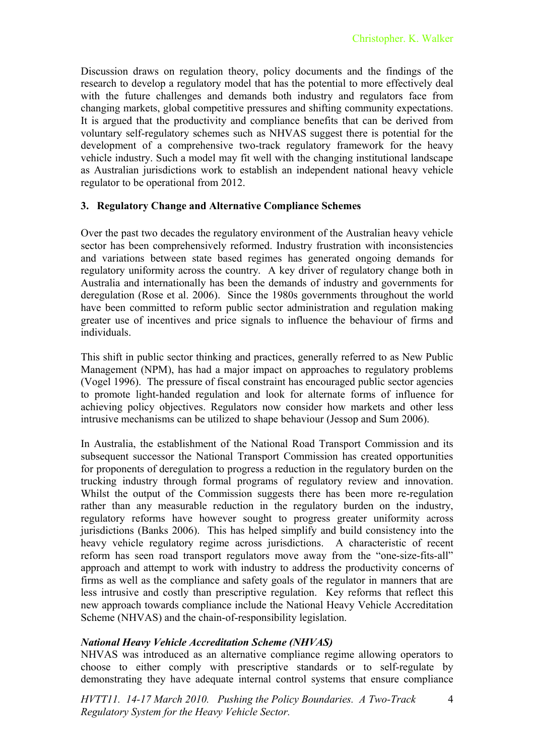Discussion draws on regulation theory, policy documents and the findings of the research to develop a regulatory model that has the potential to more effectively deal with the future challenges and demands both industry and regulators face from changing markets, global competitive pressures and shifting community expectations. It is argued that the productivity and compliance benefits that can be derived from voluntary self-regulatory schemes such as NHVAS suggest there is potential for the development of a comprehensive two-track regulatory framework for the heavy vehicle industry. Such a model may fit well with the changing institutional landscape as Australian jurisdictions work to establish an independent national heavy vehicle regulator to be operational from 2012.

## 3. Regulatory Change and Alternative Compliance Schemes

Over the past two decades the regulatory environment of the Australian heavy vehicle sector has been comprehensively reformed. Industry frustration with inconsistencies and variations between state based regimes has generated ongoing demands for regulatory uniformity across the country. A key driver of regulatory change both in Australia and internationally has been the demands of industry and governments for deregulation (Rose et al. 2006). Since the 1980s governments throughout the world have been committed to reform public sector administration and regulation making greater use of incentives and price signals to influence the behaviour of firms and individuals.

This shift in public sector thinking and practices, generally referred to as New Public Management (NPM), has had a major impact on approaches to regulatory problems (Vogel 1996). The pressure of fiscal constraint has encouraged public sector agencies to promote light-handed regulation and look for alternate forms of influence for achieving policy objectives. Regulators now consider how markets and other less intrusive mechanisms can be utilized to shape behaviour (Jessop and Sum 2006).

In Australia, the establishment of the National Road Transport Commission and its subsequent successor the National Transport Commission has created opportunities for proponents of deregulation to progress a reduction in the regulatory burden on the trucking industry through formal programs of regulatory review and innovation. Whilst the output of the Commission suggests there has been more re-regulation rather than any measurable reduction in the regulatory burden on the industry, regulatory reforms have however sought to progress greater uniformity across jurisdictions (Banks 2006). This has helped simplify and build consistency into the heavy vehicle regulatory regime across jurisdictions. A characteristic of recent reform has seen road transport regulators move away from the "one-size-fits-all" approach and attempt to work with industry to address the productivity concerns of firms as well as the compliance and safety goals of the regulator in manners that are less intrusive and costly than prescriptive regulation. Key reforms that reflect this new approach towards compliance include the National Heavy Vehicle Accreditation Scheme (NHVAS) and the chain-of-responsibility legislation.

***National Heavy Vehicle Accreditation Scheme (NHVAS)***

NHVAS was introduced as an alternative compliance regime allowing operators to choose to either comply with prescriptive standards or to self-regulate by demonstrating they have adequate internal control systems that ensure compliance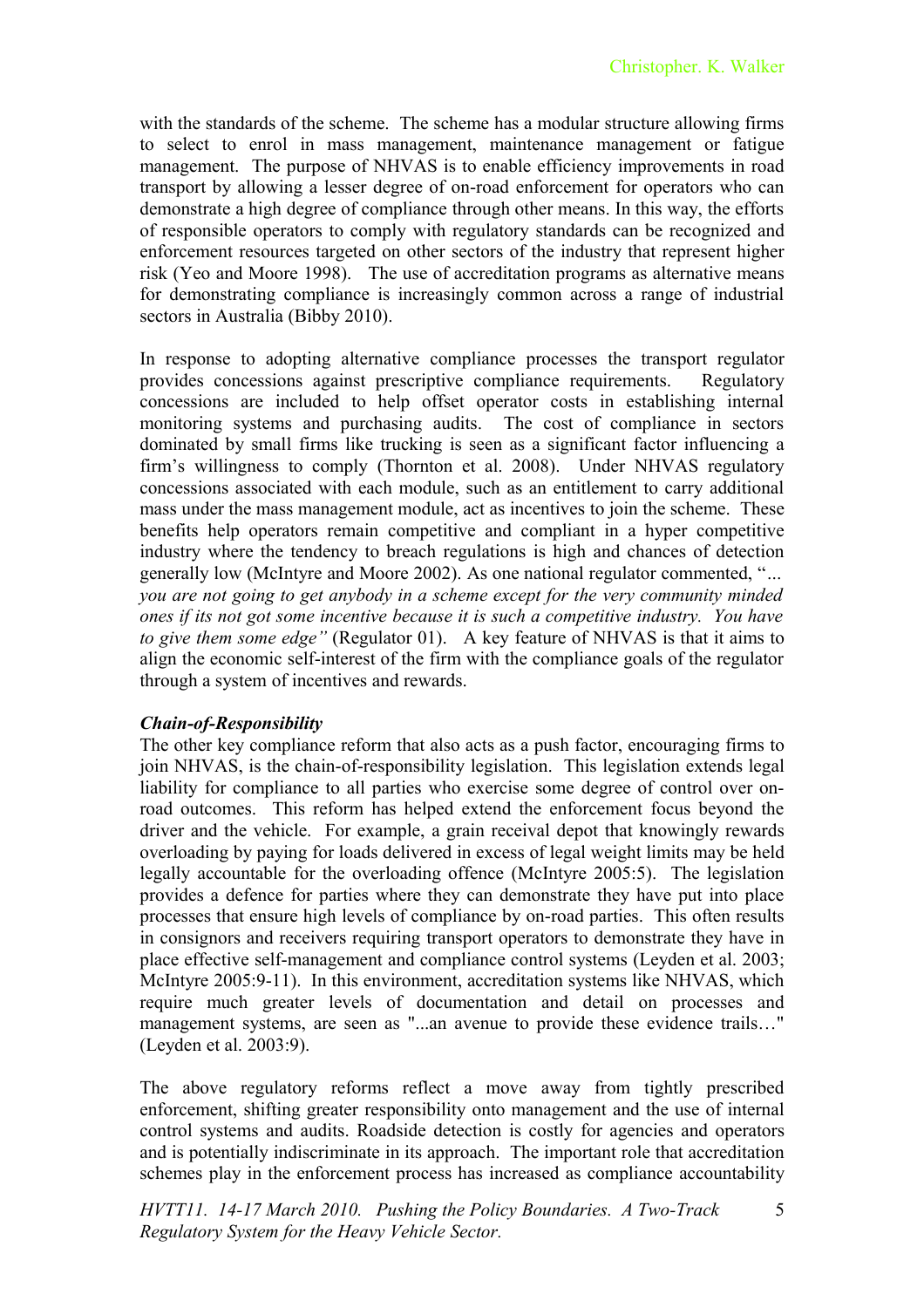with the standards of the scheme. The scheme has a modular structure allowing firms to select to enrol in mass management, maintenance management or fatigue management. The purpose of NHVAS is to enable efficiency improvements in road transport by allowing a lesser degree of on-road enforcement for operators who can demonstrate a high degree of compliance through other means. In this way, the efforts of responsible operators to comply with regulatory standards can be recognized and enforcement resources targeted on other sectors of the industry that represent higher risk (Yeo and Moore 1998). The use of accreditation programs as alternative means for demonstrating compliance is increasingly common across a range of industrial sectors in Australia (Bibby 2010).

In response to adopting alternative compliance processes the transport regulator provides concessions against prescriptive compliance requirements. Regulatory concessions are included to help offset operator costs in establishing internal monitoring systems and purchasing audits. The cost of compliance in sectors dominated by small firms like trucking is seen as a significant factor influencing a firm's willingness to comply (Thornton et al. 2008). Under NHVAS regulatory concessions associated with each module, such as an entitlement to carry additional mass under the mass management module, act as incentives to join the scheme. These benefits help operators remain competitive and compliant in a hyper competitive industry where the tendency to breach regulations is high and chances of detection generally low (McIntyre and Moore 2002). As one national regulator commented, "*... you are not going to get anybody in a scheme except for the very community minded ones if its not got some incentive because it is such a competitive industry. You have to give them some edge"* (Regulator 01). A key feature of NHVAS is that it aims to align the economic self-interest of the firm with the compliance goals of the regulator through a system of incentives and rewards.

***Chain-of-Responsibility***

The other key compliance reform that also acts as a push factor, encouraging firms to join NHVAS, is the chain-of-responsibility legislation. This legislation extends legal liability for compliance to all parties who exercise some degree of control over on-road outcomes. This reform has helped extend the enforcement focus beyond the driver and the vehicle. For example, a grain receival depot that knowingly rewards overloading by paying for loads delivered in excess of legal weight limits may be held legally accountable for the overloading offence (McIntyre 2005:5). The legislation provides a defence for parties where they can demonstrate they have put into place processes that ensure high levels of compliance by on-road parties. This often results in consignors and receivers requiring transport operators to demonstrate they have in place effective self-management and compliance control systems (Leyden et al. 2003; McIntyre 2005:9-11). In this environment, accreditation systems like NHVAS, which require much greater levels of documentation and detail on processes and management systems, are seen as "...an avenue to provide these evidence trails…" (Leyden et al. 2003:9).

The above regulatory reforms reflect a move away from tightly prescribed enforcement, shifting greater responsibility onto management and the use of internal control systems and audits. Roadside detection is costly for agencies and operators and is potentially indiscriminate in its approach. The important role that accreditation schemes play in the enforcement process has increased as compliance accountability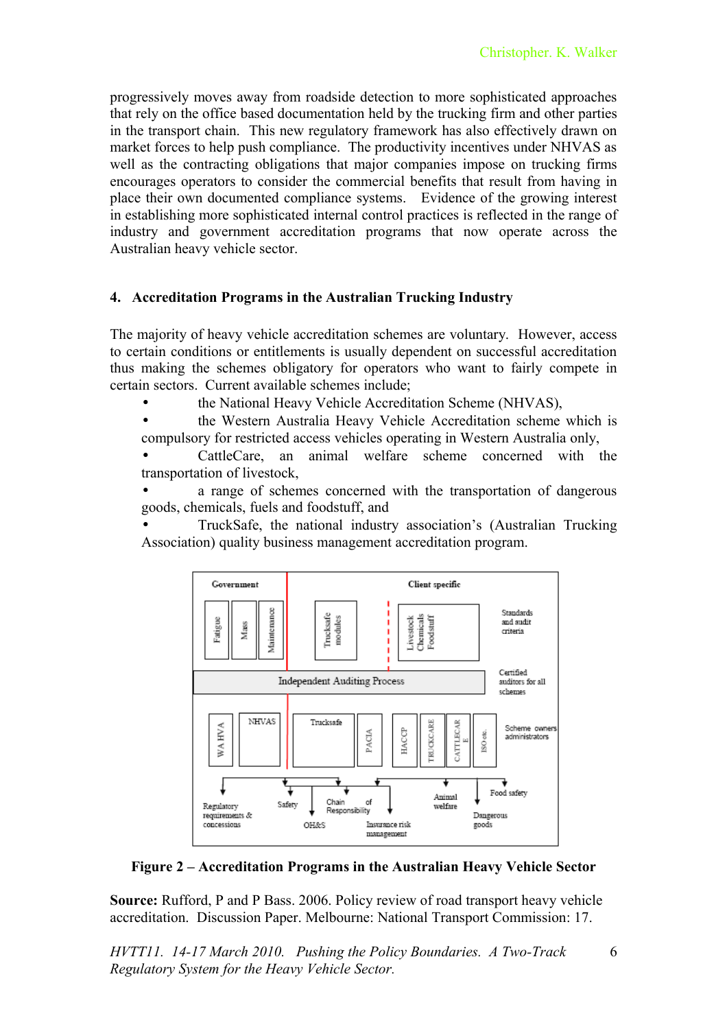progressively moves away from roadside detection to more sophisticated approaches that rely on the office based documentation held by the trucking firm and other parties in the transport chain. This new regulatory framework has also effectively drawn on market forces to help push compliance. The productivity incentives under NHVAS as well as the contracting obligations that major companies impose on trucking firms encourages operators to consider the commercial benefits that result from having in place their own documented compliance systems. Evidence of the growing interest in establishing more sophisticated internal control practices is reflected in the range of industry and government accreditation programs that now operate across the Australian heavy vehicle sector.

## 4. Accreditation Programs in the Australian Trucking Industry

The majority of heavy vehicle accreditation schemes are voluntary. However, access to certain conditions or entitlements is usually dependent on successful accreditation thus making the schemes obligatory for operators who want to fairly compete in certain sectors. Current available schemes include;

- the National Heavy Vehicle Accreditation Scheme (NHVAS),
- the Western Australia Heavy Vehicle Accreditation scheme which is compulsory for restricted access vehicles operating in Western Australia only,
- CattleCare, an animal welfare scheme concerned with the transportation of livestock,
- a range of schemes concerned with the transportation of dangerous goods, chemicals, fuels and foodstuff, and
- TruckSafe, the national industry association's (Australian Trucking Association) quality business management accreditation program.

**Figure 2 – Accreditation Programs in the Australian Heavy Vehicle Sector**

**Source:** Rufford, P and P Bass. 2006. Policy review of road transport heavy vehicle accreditation. Discussion Paper. Melbourne: National Transport Commission: 17.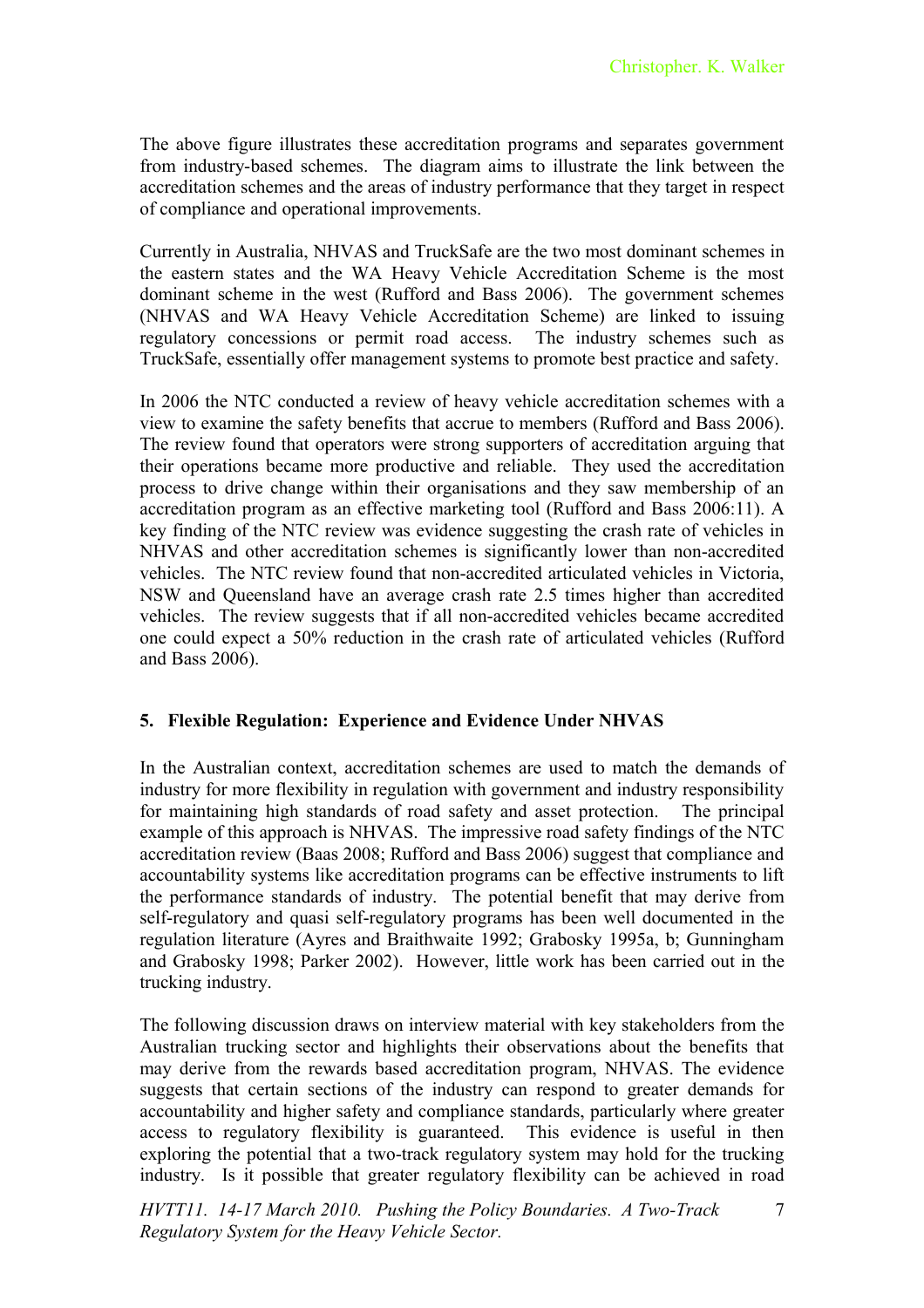The above figure illustrates these accreditation programs and separates government from industry-based schemes. The diagram aims to illustrate the link between the accreditation schemes and the areas of industry performance that they target in respect of compliance and operational improvements.

Currently in Australia, NHVAS and TruckSafe are the two most dominant schemes in the eastern states and the WA Heavy Vehicle Accreditation Scheme is the most dominant scheme in the west (Rufford and Bass 2006). The government schemes (NHVAS and WA Heavy Vehicle Accreditation Scheme) are linked to issuing regulatory concessions or permit road access. The industry schemes such as TruckSafe, essentially offer management systems to promote best practice and safety.

In 2006 the NTC conducted a review of heavy vehicle accreditation schemes with a view to examine the safety benefits that accrue to members (Rufford and Bass 2006). The review found that operators were strong supporters of accreditation arguing that their operations became more productive and reliable. They used the accreditation process to drive change within their organisations and they saw membership of an accreditation program as an effective marketing tool (Rufford and Bass 2006:11). A key finding of the NTC review was evidence suggesting the crash rate of vehicles in NHVAS and other accreditation schemes is significantly lower than non-accredited vehicles. The NTC review found that non-accredited articulated vehicles in Victoria, NSW and Queensland have an average crash rate 2.5 times higher than accredited vehicles. The review suggests that if all non-accredited vehicles became accredited one could expect a 50% reduction in the crash rate of articulated vehicles (Rufford and Bass 2006).

## 5. Flexible Regulation: Experience and Evidence Under NHVAS

In the Australian context, accreditation schemes are used to match the demands of industry for more flexibility in regulation with government and industry responsibility for maintaining high standards of road safety and asset protection. The principal example of this approach is NHVAS. The impressive road safety findings of the NTC accreditation review (Baas 2008; Rufford and Bass 2006) suggest that compliance and accountability systems like accreditation programs can be effective instruments to lift the performance standards of industry. The potential benefit that may derive from self-regulatory and quasi self-regulatory programs has been well documented in the regulation literature (Ayres and Braithwaite 1992; Grabosky 1995a, b; Gunningham and Grabosky 1998; Parker 2002). However, little work has been carried out in the trucking industry.

The following discussion draws on interview material with key stakeholders from the Australian trucking sector and highlights their observations about the benefits that may derive from the rewards based accreditation program, NHVAS. The evidence suggests that certain sections of the industry can respond to greater demands for accountability and higher safety and compliance standards, particularly where greater access to regulatory flexibility is guaranteed. This evidence is useful in then exploring the potential that a two-track regulatory system may hold for the trucking industry. Is it possible that greater regulatory flexibility can be achieved in road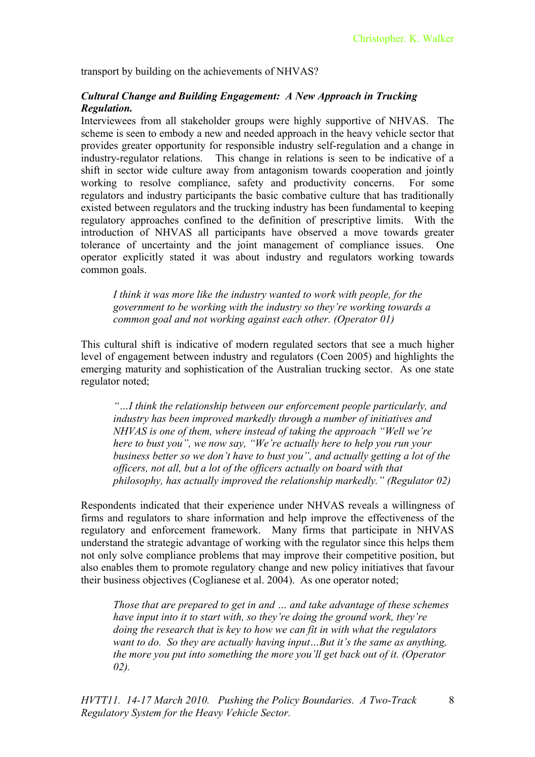transport by building on the achievements of NHVAS?

***Cultural Change and Building Engagement: A New Approach in Trucking Regulation.***

Interviewees from all stakeholder groups were highly supportive of NHVAS. The scheme is seen to embody a new and needed approach in the heavy vehicle sector that provides greater opportunity for responsible industry self-regulation and a change in industry-regulator relations. This change in relations is seen to be indicative of a shift in sector wide culture away from antagonism towards cooperation and jointly working to resolve compliance, safety and productivity concerns. For some regulators and industry participants the basic combative culture that has traditionally existed between regulators and the trucking industry has been fundamental to keeping regulatory approaches confined to the definition of prescriptive limits. With the introduction of NHVAS all participants have observed a move towards greater tolerance of uncertainty and the joint management of compliance issues. One operator explicitly stated it was about industry and regulators working towards common goals.

> *I think it was more like the industry wanted to work with people, for the government to be working with the industry so they're working towards a common goal and not working against each other. (Operator 01)*

This cultural shift is indicative of modern regulated sectors that see a much higher level of engagement between industry and regulators (Coen 2005) and highlights the emerging maturity and sophistication of the Australian trucking sector. As one state regulator noted;

> *"…I think the relationship between our enforcement people particularly, and industry has been improved markedly through a number of initiatives and NHVAS is one of them, where instead of taking the approach "Well we're here to bust you", we now say, "We're actually here to help you run your business better so we don't have to bust you", and actually getting a lot of the officers, not all, but a lot of the officers actually on board with that philosophy, has actually improved the relationship markedly." (Regulator 02)*

Respondents indicated that their experience under NHVAS reveals a willingness of firms and regulators to share information and help improve the effectiveness of the regulatory and enforcement framework. Many firms that participate in NHVAS understand the strategic advantage of working with the regulator since this helps them not only solve compliance problems that may improve their competitive position, but also enables them to promote regulatory change and new policy initiatives that favour their business objectives (Coglianese et al. 2004). As one operator noted;

> *Those that are prepared to get in and … and take advantage of these schemes have input into it to start with, so they're doing the ground work, they're doing the research that is key to how we can fit in with what the regulators want to do. So they are actually having input…But it's the same as anything, the more you put into something the more you'll get back out of it. (Operator 02).*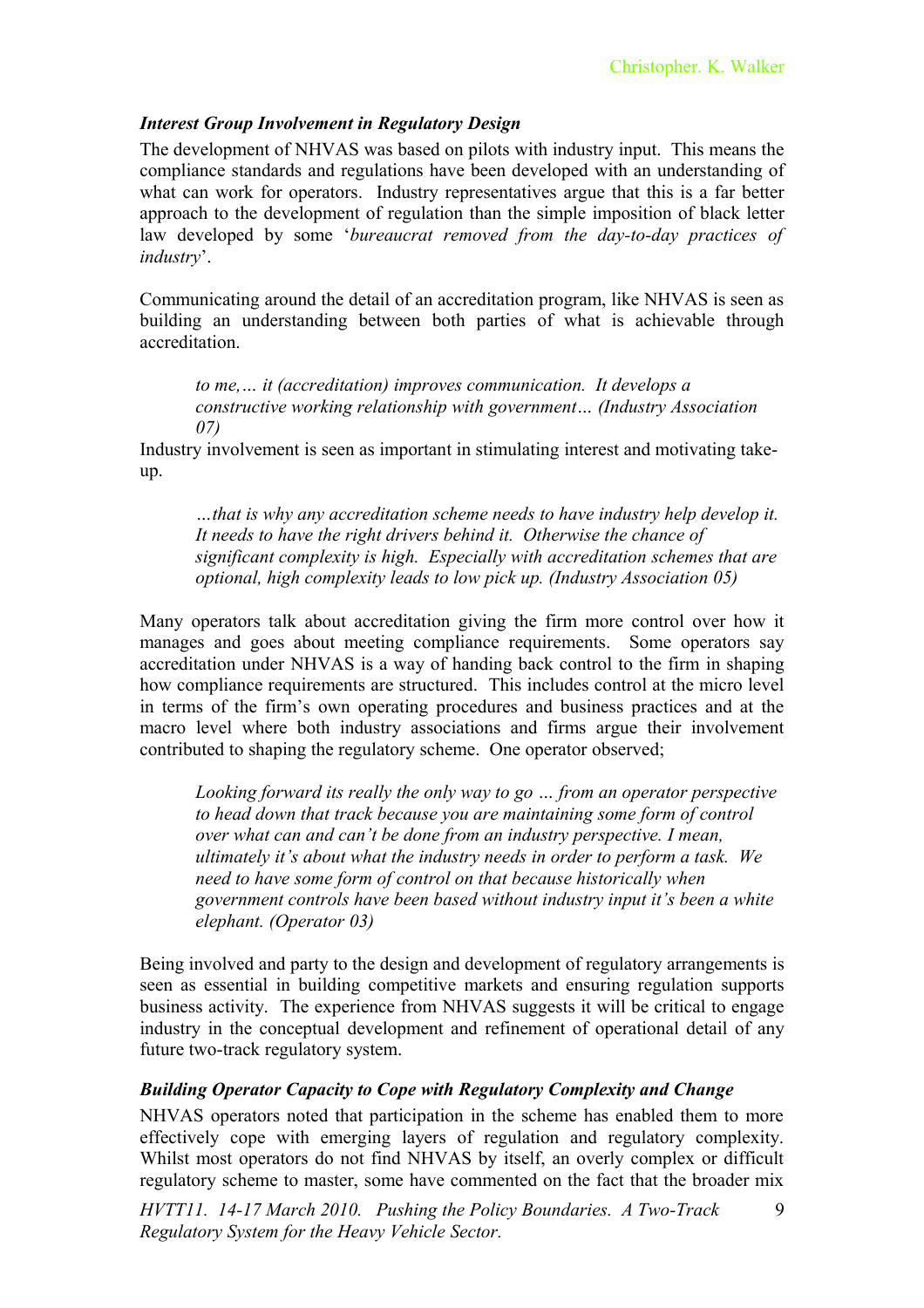### *Interest Group Involvement in Regulatory Design*

The development of NHVAS was based on pilots with industry input. This means the compliance standards and regulations have been developed with an understanding of what can work for operators. Industry representatives argue that this is a far better approach to the development of regulation than the simple imposition of black letter law developed by some '*bureaucrat removed from the day-to-day practices of industry*'.

Communicating around the detail of an accreditation program, like NHVAS is seen as building an understanding between both parties of what is achievable through accreditation.

> *to me,… it (accreditation) improves communication. It develops a constructive working relationship with government… (Industry Association 07)*

Industry involvement is seen as important in stimulating interest and motivating take-up.

> *…that is why any accreditation scheme needs to have industry help develop it. It needs to have the right drivers behind it. Otherwise the chance of significant complexity is high. Especially with accreditation schemes that are optional, high complexity leads to low pick up. (Industry Association 05)*

Many operators talk about accreditation giving the firm more control over how it manages and goes about meeting compliance requirements. Some operators say accreditation under NHVAS is a way of handing back control to the firm in shaping how compliance requirements are structured. This includes control at the micro level in terms of the firm's own operating procedures and business practices and at the macro level where both industry associations and firms argue their involvement contributed to shaping the regulatory scheme. One operator observed;

> *Looking forward its really the only way to go … from an operator perspective to head down that track because you are maintaining some form of control over what can and can't be done from an industry perspective. I mean, ultimately it's about what the industry needs in order to perform a task. We need to have some form of control on that because historically when government controls have been based without industry input it's been a white elephant. (Operator 03)*

Being involved and party to the design and development of regulatory arrangements is seen as essential in building competitive markets and ensuring regulation supports business activity. The experience from NHVAS suggests it will be critical to engage industry in the conceptual development and refinement of operational detail of any future two-track regulatory system.

### *Building Operator Capacity to Cope with Regulatory Complexity and Change*

NHVAS operators noted that participation in the scheme has enabled them to more effectively cope with emerging layers of regulation and regulatory complexity. Whilst most operators do not find NHVAS by itself, an overly complex or difficult regulatory scheme to master, some have commented on the fact that the broader mix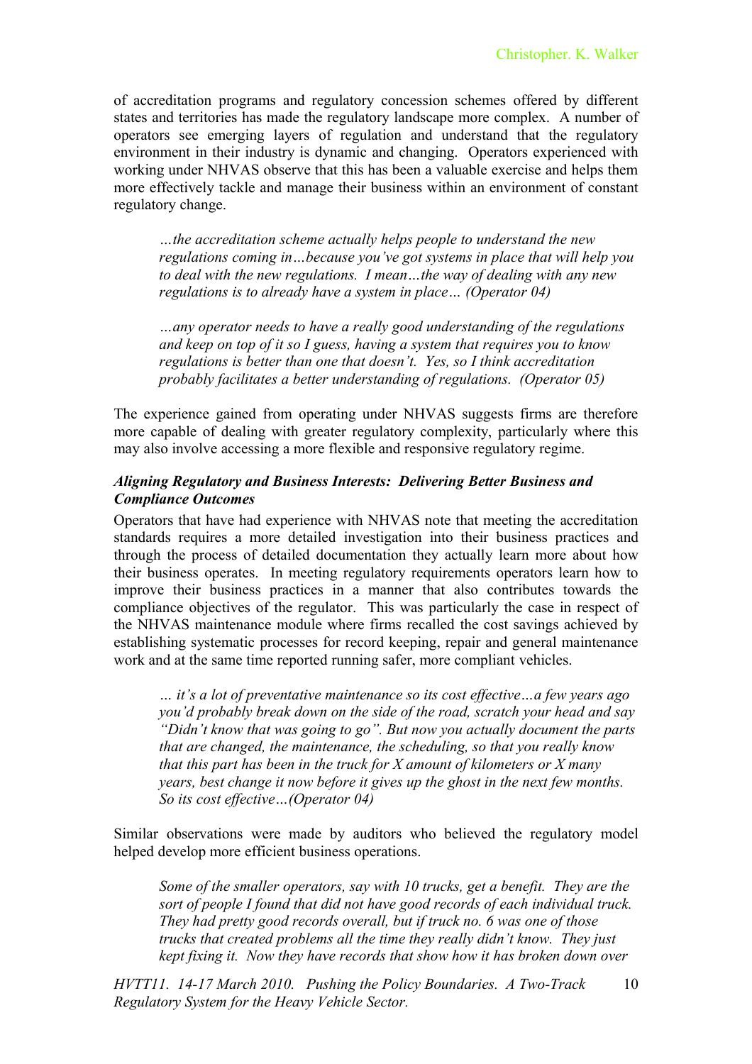of accreditation programs and regulatory concession schemes offered by different states and territories has made the regulatory landscape more complex. A number of operators see emerging layers of regulation and understand that the regulatory environment in their industry is dynamic and changing. Operators experienced with working under NHVAS observe that this has been a valuable exercise and helps them more effectively tackle and manage their business within an environment of constant regulatory change.

> *…the accreditation scheme actually helps people to understand the new regulations coming in…because you've got systems in place that will help you to deal with the new regulations. I mean…the way of dealing with any new regulations is to already have a system in place… (Operator 04)*

> *…any operator needs to have a really good understanding of the regulations and keep on top of it so I guess, having a system that requires you to know regulations is better than one that doesn't. Yes, so I think accreditation probably facilitates a better understanding of regulations. (Operator 05)*

The experience gained from operating under NHVAS suggests firms are therefore more capable of dealing with greater regulatory complexity, particularly where this may also involve accessing a more flexible and responsive regulatory regime.

***Aligning Regulatory and Business Interests: Delivering Better Business and Compliance Outcomes***

Operators that have had experience with NHVAS note that meeting the accreditation standards requires a more detailed investigation into their business practices and through the process of detailed documentation they actually learn more about how their business operates. In meeting regulatory requirements operators learn how to improve their business practices in a manner that also contributes towards the compliance objectives of the regulator. This was particularly the case in respect of the NHVAS maintenance module where firms recalled the cost savings achieved by establishing systematic processes for record keeping, repair and general maintenance work and at the same time reported running safer, more compliant vehicles.

> *… it's a lot of preventative maintenance so its cost effective…a few years ago you'd probably break down on the side of the road, scratch your head and say "Didn't know that was going to go". But now you actually document the parts that are changed, the maintenance, the scheduling, so that you really know that this part has been in the truck for X amount of kilometers or X many years, best change it now before it gives up the ghost in the next few months. So its cost effective…(Operator 04)*

Similar observations were made by auditors who believed the regulatory model helped develop more efficient business operations.

> *Some of the smaller operators, say with 10 trucks, get a benefit. They are the sort of people I found that did not have good records of each individual truck. They had pretty good records overall, but if truck no. 6 was one of those trucks that created problems all the time they really didn't know. They just kept fixing it. Now they have records that show how it has broken down over*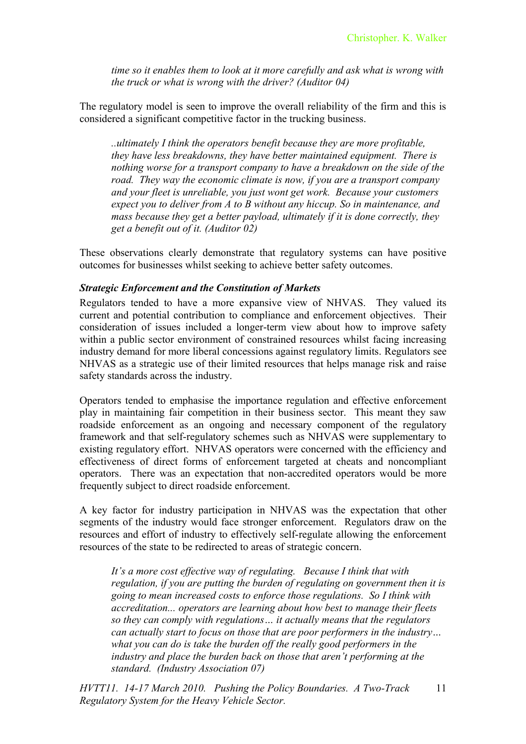*time so it enables them to look at it more carefully and ask what is wrong with the truck or what is wrong with the driver? (Auditor 04)*

The regulatory model is seen to improve the overall reliability of the firm and this is considered a significant competitive factor in the trucking business.

*..ultimately I think the operators benefit because they are more profitable, they have less breakdowns, they have better maintained equipment. There is nothing worse for a transport company to have a breakdown on the side of the road. They way the economic climate is now, if you are a transport company and your fleet is unreliable, you just wont get work. Because your customers expect you to deliver from A to B without any hiccup. So in maintenance, and mass because they get a better payload, ultimately if it is done correctly, they get a benefit out of it. (Auditor 02)*

These observations clearly demonstrate that regulatory systems can have positive outcomes for businesses whilst seeking to achieve better safety outcomes.

***Strategic Enforcement and the Constitution of Markets***

Regulators tended to have a more expansive view of NHVAS. They valued its current and potential contribution to compliance and enforcement objectives. Their consideration of issues included a longer-term view about how to improve safety within a public sector environment of constrained resources whilst facing increasing industry demand for more liberal concessions against regulatory limits. Regulators see NHVAS as a strategic use of their limited resources that helps manage risk and raise safety standards across the industry.

Operators tended to emphasise the importance regulation and effective enforcement play in maintaining fair competition in their business sector. This meant they saw roadside enforcement as an ongoing and necessary component of the regulatory framework and that self-regulatory schemes such as NHVAS were supplementary to existing regulatory effort. NHVAS operators were concerned with the efficiency and effectiveness of direct forms of enforcement targeted at cheats and noncompliant operators. There was an expectation that non-accredited operators would be more frequently subject to direct roadside enforcement.

A key factor for industry participation in NHVAS was the expectation that other segments of the industry would face stronger enforcement. Regulators draw on the resources and effort of industry to effectively self-regulate allowing the enforcement resources of the state to be redirected to areas of strategic concern.

*It's a more cost effective way of regulating. Because I think that with regulation, if you are putting the burden of regulating on government then it is going to mean increased costs to enforce those regulations. So I think with accreditation... operators are learning about how best to manage their fleets so they can comply with regulations… it actually means that the regulators can actually start to focus on those that are poor performers in the industry… what you can do is take the burden off the really good performers in the industry and place the burden back on those that aren't performing at the standard. (Industry Association 07)*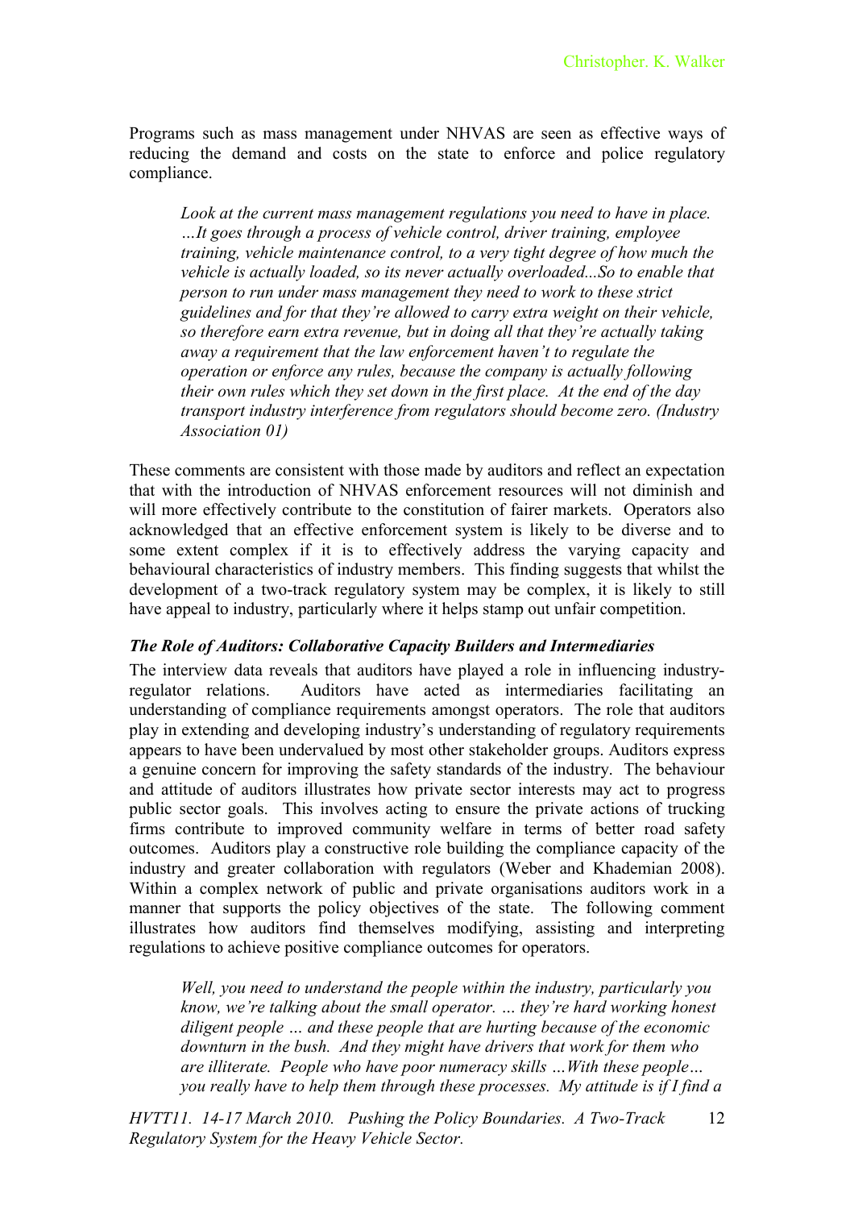Programs such as mass management under NHVAS are seen as effective ways of reducing the demand and costs on the state to enforce and police regulatory compliance.

> *Look at the current mass management regulations you need to have in place. …It goes through a process of vehicle control, driver training, employee training, vehicle maintenance control, to a very tight degree of how much the vehicle is actually loaded, so its never actually overloaded...So to enable that person to run under mass management they need to work to these strict guidelines and for that they're allowed to carry extra weight on their vehicle, so therefore earn extra revenue, but in doing all that they're actually taking away a requirement that the law enforcement haven't to regulate the operation or enforce any rules, because the company is actually following their own rules which they set down in the first place. At the end of the day transport industry interference from regulators should become zero. (Industry Association 01)*

These comments are consistent with those made by auditors and reflect an expectation that with the introduction of NHVAS enforcement resources will not diminish and will more effectively contribute to the constitution of fairer markets. Operators also acknowledged that an effective enforcement system is likely to be diverse and to some extent complex if it is to effectively address the varying capacity and behavioural characteristics of industry members. This finding suggests that whilst the development of a two-track regulatory system may be complex, it is likely to still have appeal to industry, particularly where it helps stamp out unfair competition.

### *The Role of Auditors: Collaborative Capacity Builders and Intermediaries*

The interview data reveals that auditors have played a role in influencing industry-regulator relations. Auditors have acted as intermediaries facilitating an understanding of compliance requirements amongst operators. The role that auditors play in extending and developing industry's understanding of regulatory requirements appears to have been undervalued by most other stakeholder groups. Auditors express a genuine concern for improving the safety standards of the industry. The behaviour and attitude of auditors illustrates how private sector interests may act to progress public sector goals. This involves acting to ensure the private actions of trucking firms contribute to improved community welfare in terms of better road safety outcomes. Auditors play a constructive role building the compliance capacity of the industry and greater collaboration with regulators (Weber and Khademian 2008). Within a complex network of public and private organisations auditors work in a manner that supports the policy objectives of the state. The following comment illustrates how auditors find themselves modifying, assisting and interpreting regulations to achieve positive compliance outcomes for operators.

> *Well, you need to understand the people within the industry, particularly you know, we're talking about the small operator. … they're hard working honest diligent people … and these people that are hurting because of the economic downturn in the bush. And they might have drivers that work for them who are illiterate. People who have poor numeracy skills …With these people… you really have to help them through these processes. My attitude is if I find a*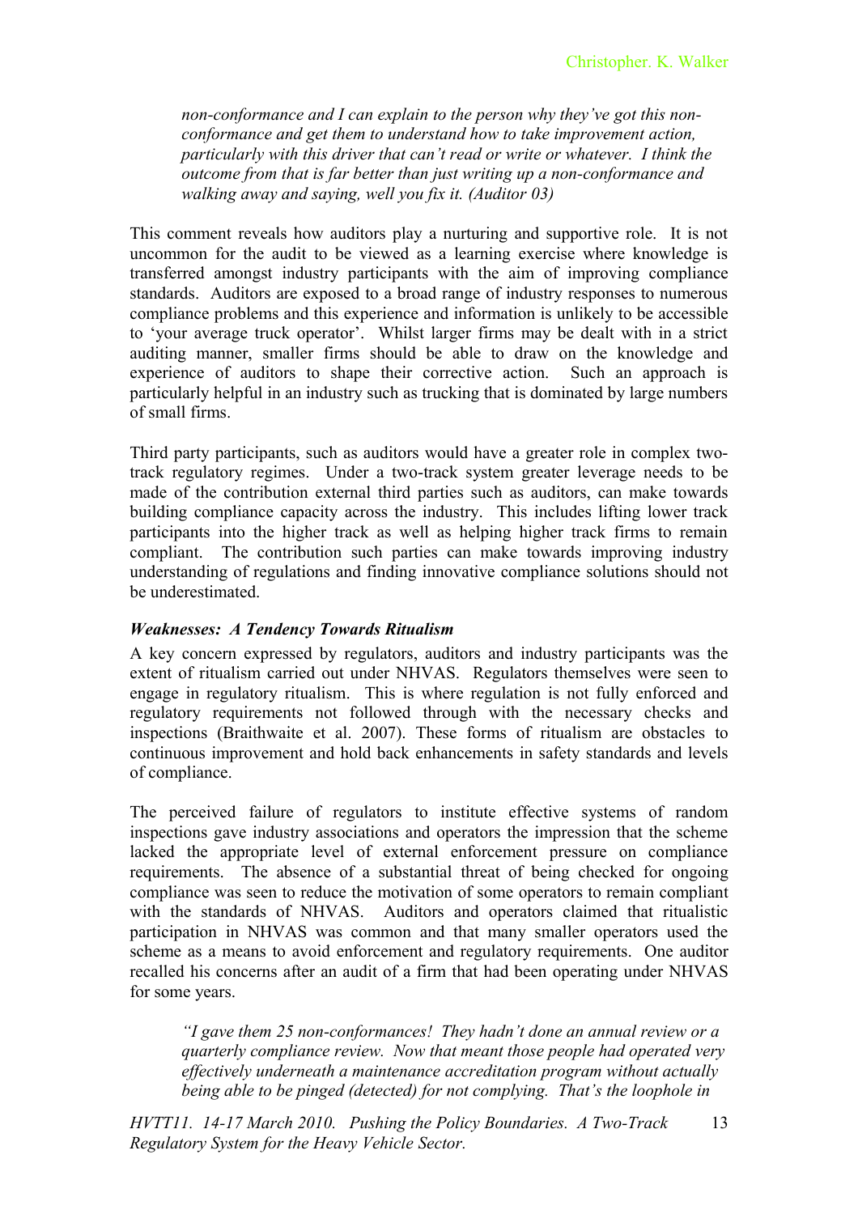> *non-conformance and I can explain to the person why they've got this non-conformance and get them to understand how to take improvement action, particularly with this driver that can't read or write or whatever. I think the outcome from that is far better than just writing up a non-conformance and walking away and saying, well you fix it. (Auditor 03)*

This comment reveals how auditors play a nurturing and supportive role. It is not uncommon for the audit to be viewed as a learning exercise where knowledge is transferred amongst industry participants with the aim of improving compliance standards. Auditors are exposed to a broad range of industry responses to numerous compliance problems and this experience and information is unlikely to be accessible to 'your average truck operator'. Whilst larger firms may be dealt with in a strict auditing manner, smaller firms should be able to draw on the knowledge and experience of auditors to shape their corrective action. Such an approach is particularly helpful in an industry such as trucking that is dominated by large numbers of small firms.

Third party participants, such as auditors would have a greater role in complex two-track regulatory regimes. Under a two-track system greater leverage needs to be made of the contribution external third parties such as auditors, can make towards building compliance capacity across the industry. This includes lifting lower track participants into the higher track as well as helping higher track firms to remain compliant. The contribution such parties can make towards improving industry understanding of regulations and finding innovative compliance solutions should not be underestimated.

### *Weaknesses: A Tendency Towards Ritualism*

A key concern expressed by regulators, auditors and industry participants was the extent of ritualism carried out under NHVAS. Regulators themselves were seen to engage in regulatory ritualism. This is where regulation is not fully enforced and regulatory requirements not followed through with the necessary checks and inspections (Braithwaite et al. 2007). These forms of ritualism are obstacles to continuous improvement and hold back enhancements in safety standards and levels of compliance.

The perceived failure of regulators to institute effective systems of random inspections gave industry associations and operators the impression that the scheme lacked the appropriate level of external enforcement pressure on compliance requirements. The absence of a substantial threat of being checked for ongoing compliance was seen to reduce the motivation of some operators to remain compliant with the standards of NHVAS. Auditors and operators claimed that ritualistic participation in NHVAS was common and that many smaller operators used the scheme as a means to avoid enforcement and regulatory requirements. One auditor recalled his concerns after an audit of a firm that had been operating under NHVAS for some years.

> *"I gave them 25 non-conformances! They hadn't done an annual review or a quarterly compliance review. Now that meant those people had operated very effectively underneath a maintenance accreditation program without actually being able to be pinged (detected) for not complying. That's the loophole in*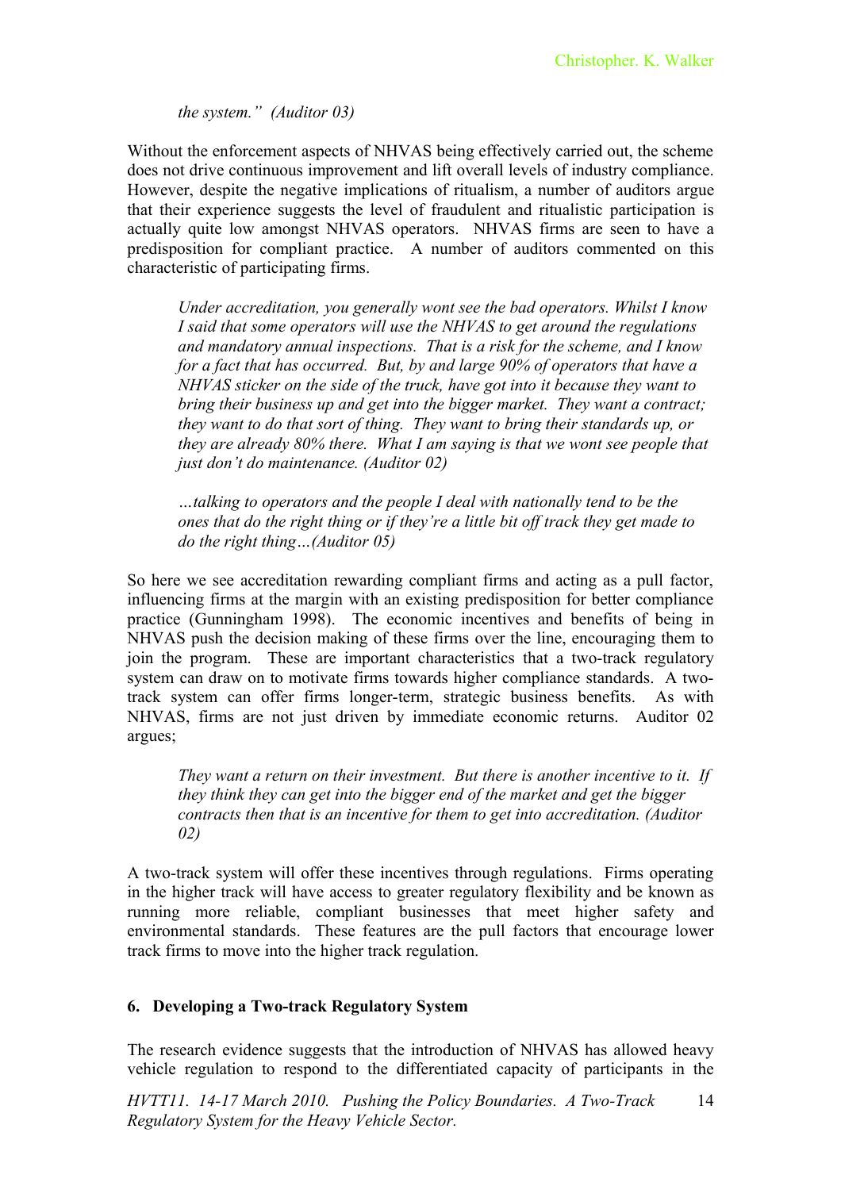*the system." (Auditor 03)*

Without the enforcement aspects of NHVAS being effectively carried out, the scheme does not drive continuous improvement and lift overall levels of industry compliance. However, despite the negative implications of ritualism, a number of auditors argue that their experience suggests the level of fraudulent and ritualistic participation is actually quite low amongst NHVAS operators. NHVAS firms are seen to have a predisposition for compliant practice. A number of auditors commented on this characteristic of participating firms.

> *Under accreditation, you generally wont see the bad operators. Whilst I know I said that some operators will use the NHVAS to get around the regulations and mandatory annual inspections. That is a risk for the scheme, and I know for a fact that has occurred. But, by and large 90% of operators that have a NHVAS sticker on the side of the truck, have got into it because they want to bring their business up and get into the bigger market. They want a contract; they want to do that sort of thing. They want to bring their standards up, or they are already 80% there. What I am saying is that we wont see people that just don't do maintenance. (Auditor 02)*

> *…talking to operators and the people I deal with nationally tend to be the ones that do the right thing or if they're a little bit off track they get made to do the right thing…(Auditor 05)*

So here we see accreditation rewarding compliant firms and acting as a pull factor, influencing firms at the margin with an existing predisposition for better compliance practice (Gunningham 1998). The economic incentives and benefits of being in NHVAS push the decision making of these firms over the line, encouraging them to join the program. These are important characteristics that a two-track regulatory system can draw on to motivate firms towards higher compliance standards. A two-track system can offer firms longer-term, strategic business benefits. As with NHVAS, firms are not just driven by immediate economic returns. Auditor 02 argues;

> *They want a return on their investment. But there is another incentive to it. If they think they can get into the bigger end of the market and get the bigger contracts then that is an incentive for them to get into accreditation. (Auditor 02)*

A two-track system will offer these incentives through regulations. Firms operating in the higher track will have access to greater regulatory flexibility and be known as running more reliable, compliant businesses that meet higher safety and environmental standards. These features are the pull factors that encourage lower track firms to move into the higher track regulation.

## 6. Developing a Two-track Regulatory System

The research evidence suggests that the introduction of NHVAS has allowed heavy vehicle regulation to respond to the differentiated capacity of participants in the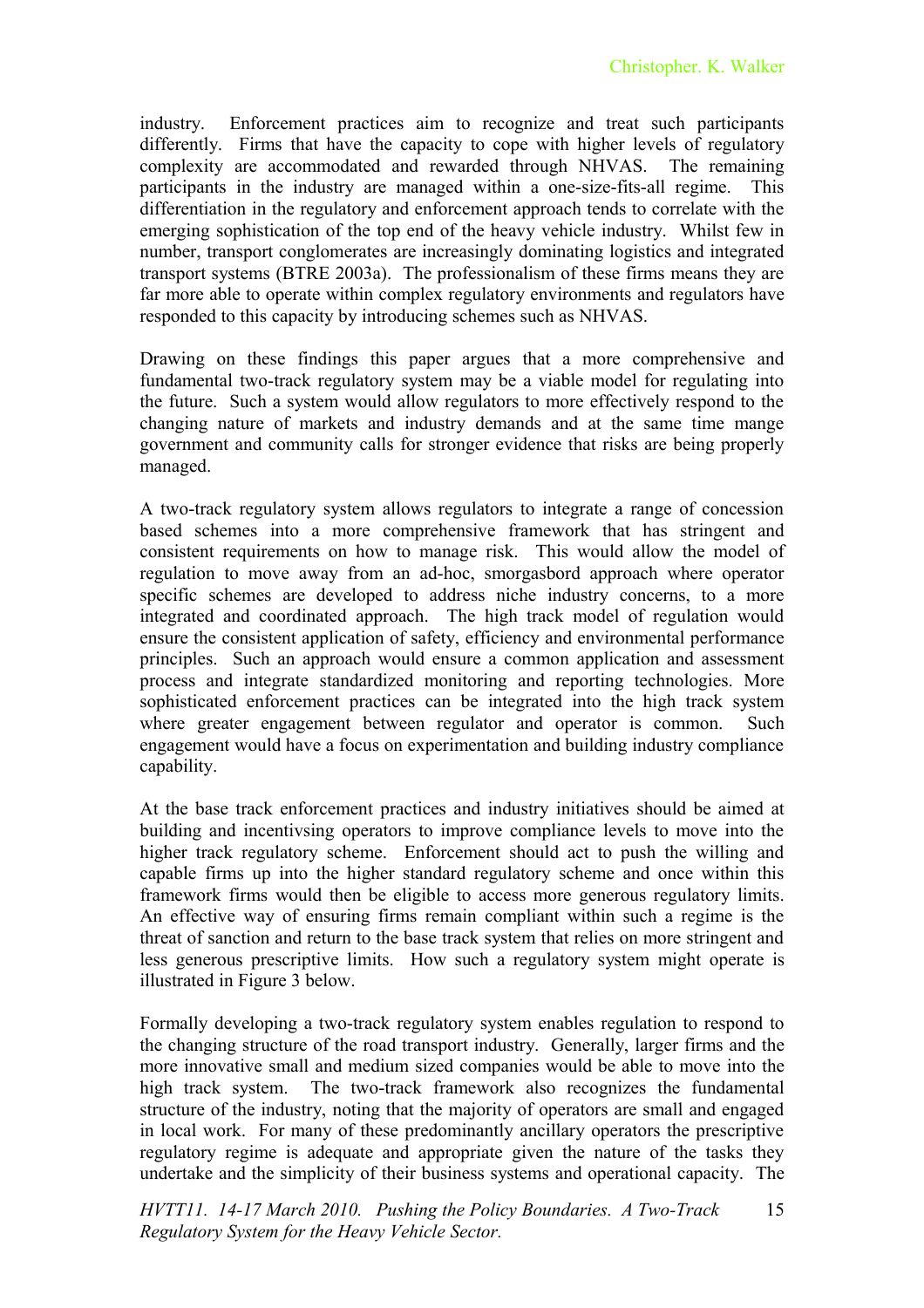industry. Enforcement practices aim to recognize and treat such participants differently. Firms that have the capacity to cope with higher levels of regulatory complexity are accommodated and rewarded through NHVAS. The remaining participants in the industry are managed within a one-size-fits-all regime. This differentiation in the regulatory and enforcement approach tends to correlate with the emerging sophistication of the top end of the heavy vehicle industry. Whilst few in number, transport conglomerates are increasingly dominating logistics and integrated transport systems (BTRE 2003a). The professionalism of these firms means they are far more able to operate within complex regulatory environments and regulators have responded to this capacity by introducing schemes such as NHVAS.

Drawing on these findings this paper argues that a more comprehensive and fundamental two-track regulatory system may be a viable model for regulating into the future. Such a system would allow regulators to more effectively respond to the changing nature of markets and industry demands and at the same time mange government and community calls for stronger evidence that risks are being properly managed.

A two-track regulatory system allows regulators to integrate a range of concession based schemes into a more comprehensive framework that has stringent and consistent requirements on how to manage risk. This would allow the model of regulation to move away from an ad-hoc, smorgasbord approach where operator specific schemes are developed to address niche industry concerns, to a more integrated and coordinated approach. The high track model of regulation would ensure the consistent application of safety, efficiency and environmental performance principles. Such an approach would ensure a common application and assessment process and integrate standardized monitoring and reporting technologies. More sophisticated enforcement practices can be integrated into the high track system where greater engagement between regulator and operator is common. Such engagement would have a focus on experimentation and building industry compliance capability.

At the base track enforcement practices and industry initiatives should be aimed at building and incentivsing operators to improve compliance levels to move into the higher track regulatory scheme. Enforcement should act to push the willing and capable firms up into the higher standard regulatory scheme and once within this framework firms would then be eligible to access more generous regulatory limits. An effective way of ensuring firms remain compliant within such a regime is the threat of sanction and return to the base track system that relies on more stringent and less generous prescriptive limits. How such a regulatory system might operate is illustrated in Figure 3 below.

Formally developing a two-track regulatory system enables regulation to respond to the changing structure of the road transport industry. Generally, larger firms and the more innovative small and medium sized companies would be able to move into the high track system. The two-track framework also recognizes the fundamental structure of the industry, noting that the majority of operators are small and engaged in local work. For many of these predominantly ancillary operators the prescriptive regulatory regime is adequate and appropriate given the nature of the tasks they undertake and the simplicity of their business systems and operational capacity. The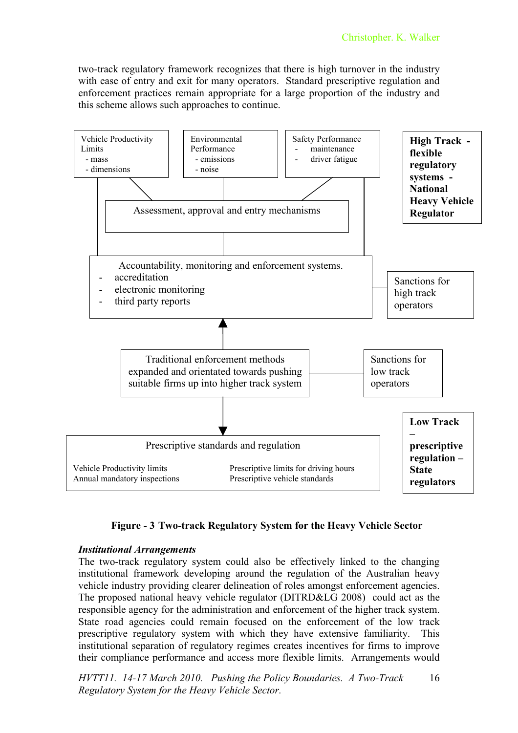two-track regulatory framework recognizes that there is high turnover in the industry with ease of entry and exit for many operators. Standard prescriptive regulation and enforcement practices remain appropriate for a large proportion of the industry and this scheme allows such approaches to continue.

Vehicle Productivity Limits
- mass
- dimensions

Environmental Performance
- emissions
- noise

Safety Performance
- maintenance
- driver fatigue

**High Track - flexible regulatory systems - National Heavy Vehicle Regulator**

Assessment, approval and entry mechanisms

Accountability, monitoring and enforcement systems.
- accreditation
- electronic monitoring
- third party reports

Sanctions for high track operators

Traditional enforcement methods expanded and orientated towards pushing suitable firms up into higher track system

Sanctions for low track operators

**Low Track – prescriptive regulation – State regulators**

Prescriptive standards and regulation

Vehicle Productivity limits
Annual mandatory inspections
Prescriptive limits for driving hours
Prescriptive vehicle standards

**Figure - 3 Two-track Regulatory System for the Heavy Vehicle Sector**

***Institutional Arrangements***

The two-track regulatory system could also be effectively linked to the changing institutional framework developing around the regulation of the Australian heavy vehicle industry providing clearer delineation of roles amongst enforcement agencies. The proposed national heavy vehicle regulator (DITRD&LG 2008) could act as the responsible agency for the administration and enforcement of the higher track system. State road agencies could remain focused on the enforcement of the low track prescriptive regulatory system with which they have extensive familiarity. This institutional separation of regulatory regimes creates incentives for firms to improve their compliance performance and access more flexible limits. Arrangements would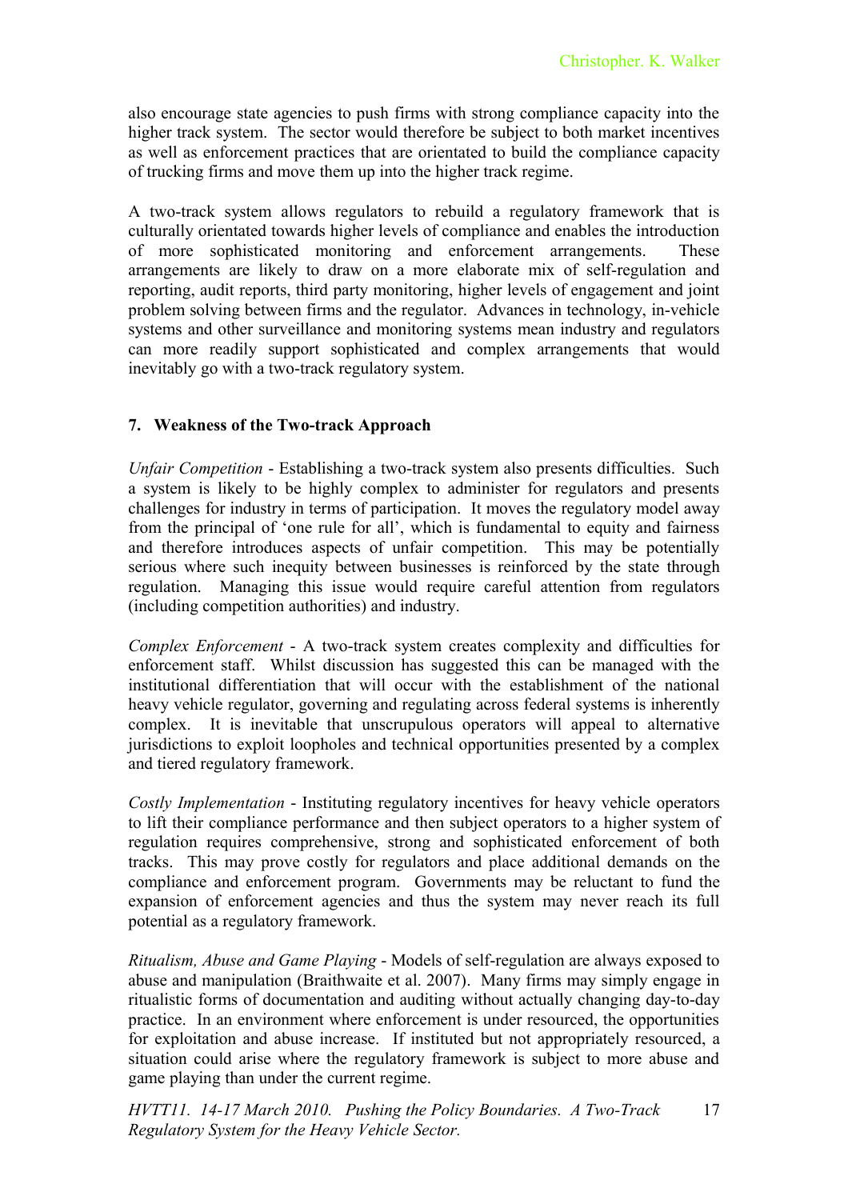also encourage state agencies to push firms with strong compliance capacity into the higher track system. The sector would therefore be subject to both market incentives as well as enforcement practices that are orientated to build the compliance capacity of trucking firms and move them up into the higher track regime.

A two-track system allows regulators to rebuild a regulatory framework that is culturally orientated towards higher levels of compliance and enables the introduction of more sophisticated monitoring and enforcement arrangements. These arrangements are likely to draw on a more elaborate mix of self-regulation and reporting, audit reports, third party monitoring, higher levels of engagement and joint problem solving between firms and the regulator. Advances in technology, in-vehicle systems and other surveillance and monitoring systems mean industry and regulators can more readily support sophisticated and complex arrangements that would inevitably go with a two-track regulatory system.

## 7. Weakness of the Two-track Approach

*Unfair Competition* - Establishing a two-track system also presents difficulties. Such a system is likely to be highly complex to administer for regulators and presents challenges for industry in terms of participation. It moves the regulatory model away from the principal of 'one rule for all', which is fundamental to equity and fairness and therefore introduces aspects of unfair competition. This may be potentially serious where such inequity between businesses is reinforced by the state through regulation. Managing this issue would require careful attention from regulators (including competition authorities) and industry.

*Complex Enforcement* - A two-track system creates complexity and difficulties for enforcement staff. Whilst discussion has suggested this can be managed with the institutional differentiation that will occur with the establishment of the national heavy vehicle regulator, governing and regulating across federal systems is inherently complex. It is inevitable that unscrupulous operators will appeal to alternative jurisdictions to exploit loopholes and technical opportunities presented by a complex and tiered regulatory framework.

*Costly Implementation* - Instituting regulatory incentives for heavy vehicle operators to lift their compliance performance and then subject operators to a higher system of regulation requires comprehensive, strong and sophisticated enforcement of both tracks. This may prove costly for regulators and place additional demands on the compliance and enforcement program. Governments may be reluctant to fund the expansion of enforcement agencies and thus the system may never reach its full potential as a regulatory framework.

*Ritualism, Abuse and Game Playing* - Models of self-regulation are always exposed to abuse and manipulation (Braithwaite et al. 2007). Many firms may simply engage in ritualistic forms of documentation and auditing without actually changing day-to-day practice. In an environment where enforcement is under resourced, the opportunities for exploitation and abuse increase. If instituted but not appropriately resourced, a situation could arise where the regulatory framework is subject to more abuse and game playing than under the current regime.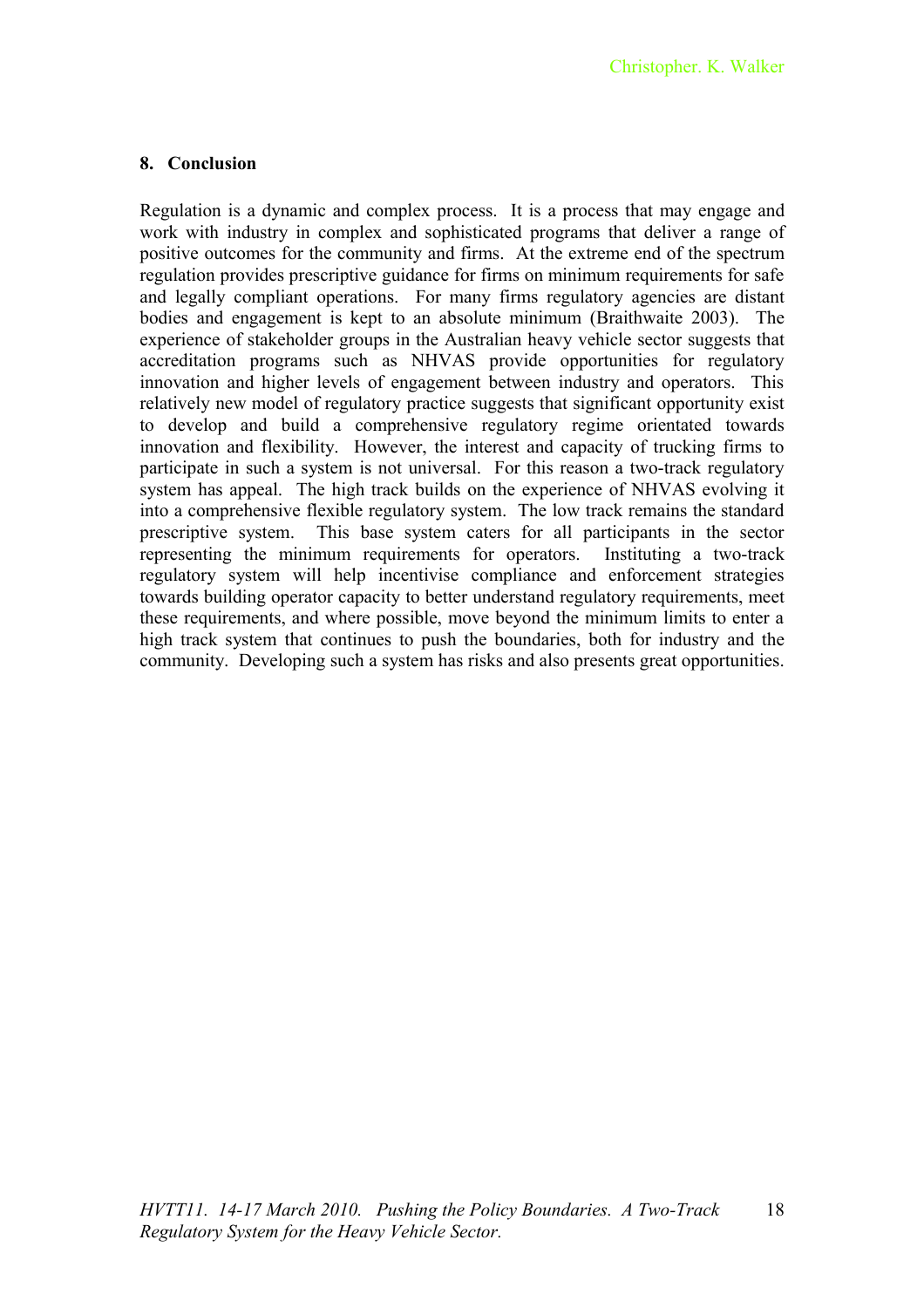## 8. Conclusion

Regulation is a dynamic and complex process. It is a process that may engage and work with industry in complex and sophisticated programs that deliver a range of positive outcomes for the community and firms. At the extreme end of the spectrum regulation provides prescriptive guidance for firms on minimum requirements for safe and legally compliant operations. For many firms regulatory agencies are distant bodies and engagement is kept to an absolute minimum (Braithwaite 2003). The experience of stakeholder groups in the Australian heavy vehicle sector suggests that accreditation programs such as NHVAS provide opportunities for regulatory innovation and higher levels of engagement between industry and operators. This relatively new model of regulatory practice suggests that significant opportunity exist to develop and build a comprehensive regulatory regime orientated towards innovation and flexibility. However, the interest and capacity of trucking firms to participate in such a system is not universal. For this reason a two-track regulatory system has appeal. The high track builds on the experience of NHVAS evolving it into a comprehensive flexible regulatory system. The low track remains the standard prescriptive system. This base system caters for all participants in the sector representing the minimum requirements for operators. Instituting a two-track regulatory system will help incentivise compliance and enforcement strategies towards building operator capacity to better understand regulatory requirements, meet these requirements, and where possible, move beyond the minimum limits to enter a high track system that continues to push the boundaries, both for industry and the community. Developing such a system has risks and also presents great opportunities.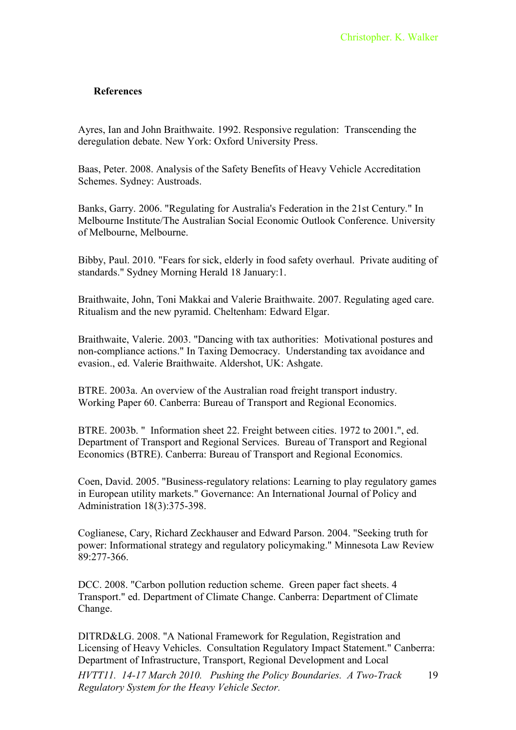**References**

Ayres, Ian and John Braithwaite. 1992. Responsive regulation: Transcending the deregulation debate. New York: Oxford University Press.

Baas, Peter. 2008. Analysis of the Safety Benefits of Heavy Vehicle Accreditation Schemes. Sydney: Austroads.

Banks, Garry. 2006. "Regulating for Australia's Federation in the 21st Century." In Melbourne Institute/The Australian Social Economic Outlook Conference. University of Melbourne, Melbourne.

Bibby, Paul. 2010. "Fears for sick, elderly in food safety overhaul. Private auditing of standards." Sydney Morning Herald 18 January:1.

Braithwaite, John, Toni Makkai and Valerie Braithwaite. 2007. Regulating aged care. Ritualism and the new pyramid. Cheltenham: Edward Elgar.

Braithwaite, Valerie. 2003. "Dancing with tax authorities: Motivational postures and non-compliance actions." In Taxing Democracy. Understanding tax avoidance and evasion., ed. Valerie Braithwaite. Aldershot, UK: Ashgate.

BTRE. 2003a. An overview of the Australian road freight transport industry. Working Paper 60. Canberra: Bureau of Transport and Regional Economics.

BTRE. 2003b. " Information sheet 22. Freight between cities. 1972 to 2001.", ed. Department of Transport and Regional Services. Bureau of Transport and Regional Economics (BTRE). Canberra: Bureau of Transport and Regional Economics.

Coen, David. 2005. "Business-regulatory relations: Learning to play regulatory games in European utility markets." Governance: An International Journal of Policy and Administration 18(3):375-398.

Coglianese, Cary, Richard Zeckhauser and Edward Parson. 2004. "Seeking truth for power: Informational strategy and regulatory policymaking." Minnesota Law Review 89:277-366.

DCC. 2008. "Carbon pollution reduction scheme. Green paper fact sheets. 4 Transport." ed. Department of Climate Change. Canberra: Department of Climate Change.

DITRD&LG. 2008. "A National Framework for Regulation, Registration and Licensing of Heavy Vehicles. Consultation Regulatory Impact Statement." Canberra: Department of Infrastructure, Transport, Regional Development and Local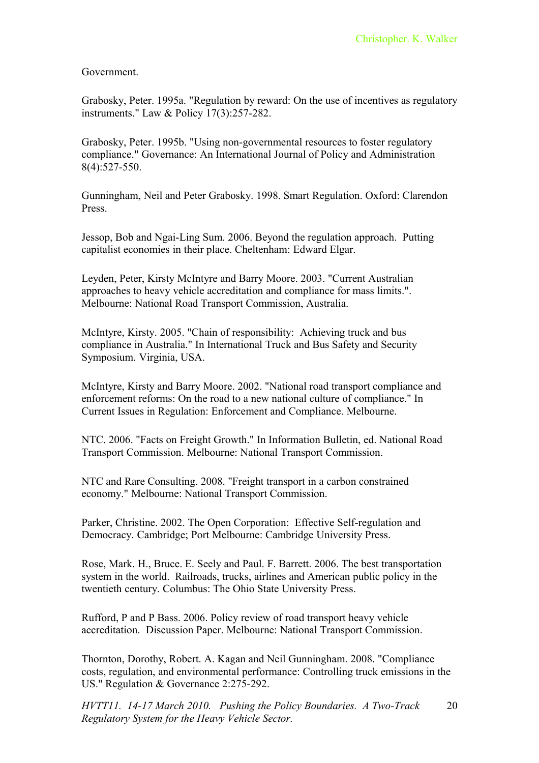Government.

Grabosky, Peter. 1995a. "Regulation by reward: On the use of incentives as regulatory instruments." Law & Policy 17(3):257-282.

Grabosky, Peter. 1995b. "Using non-governmental resources to foster regulatory compliance." Governance: An International Journal of Policy and Administration 8(4):527-550.

Gunningham, Neil and Peter Grabosky. 1998. Smart Regulation. Oxford: Clarendon Press.

Jessop, Bob and Ngai-Ling Sum. 2006. Beyond the regulation approach. Putting capitalist economies in their place. Cheltenham: Edward Elgar.

Leyden, Peter, Kirsty McIntyre and Barry Moore. 2003. "Current Australian approaches to heavy vehicle accreditation and compliance for mass limits.". Melbourne: National Road Transport Commission, Australia.

McIntyre, Kirsty. 2005. "Chain of responsibility: Achieving truck and bus compliance in Australia." In International Truck and Bus Safety and Security Symposium. Virginia, USA.

McIntyre, Kirsty and Barry Moore. 2002. "National road transport compliance and enforcement reforms: On the road to a new national culture of compliance." In Current Issues in Regulation: Enforcement and Compliance. Melbourne.

NTC. 2006. "Facts on Freight Growth." In Information Bulletin, ed. National Road Transport Commission. Melbourne: National Transport Commission.

NTC and Rare Consulting. 2008. "Freight transport in a carbon constrained economy." Melbourne: National Transport Commission.

Parker, Christine. 2002. The Open Corporation: Effective Self-regulation and Democracy. Cambridge; Port Melbourne: Cambridge University Press.

Rose, Mark. H., Bruce. E. Seely and Paul. F. Barrett. 2006. The best transportation system in the world. Railroads, trucks, airlines and American public policy in the twentieth century. Columbus: The Ohio State University Press.

Rufford, P and P Bass. 2006. Policy review of road transport heavy vehicle accreditation. Discussion Paper. Melbourne: National Transport Commission.

Thornton, Dorothy, Robert. A. Kagan and Neil Gunningham. 2008. "Compliance costs, regulation, and environmental performance: Controlling truck emissions in the US." Regulation & Governance 2:275-292.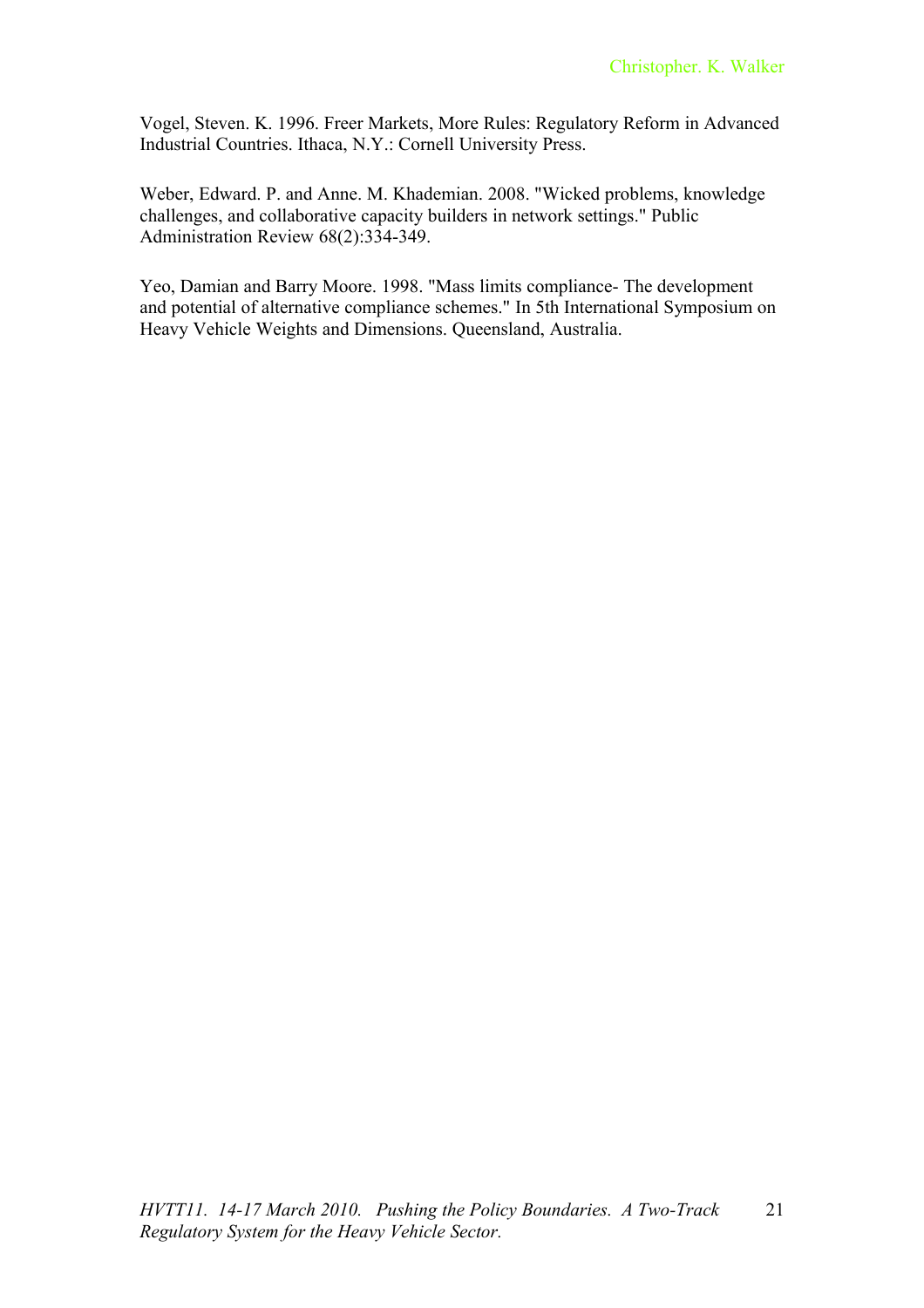Vogel, Steven. K. 1996. Freer Markets, More Rules: Regulatory Reform in Advanced Industrial Countries. Ithaca, N.Y.: Cornell University Press.

Weber, Edward. P. and Anne. M. Khademian. 2008. "Wicked problems, knowledge challenges, and collaborative capacity builders in network settings." Public Administration Review 68(2):334-349.

Yeo, Damian and Barry Moore. 1998. "Mass limits compliance- The development and potential of alternative compliance schemes." In 5th International Symposium on Heavy Vehicle Weights and Dimensions. Queensland, Australia.